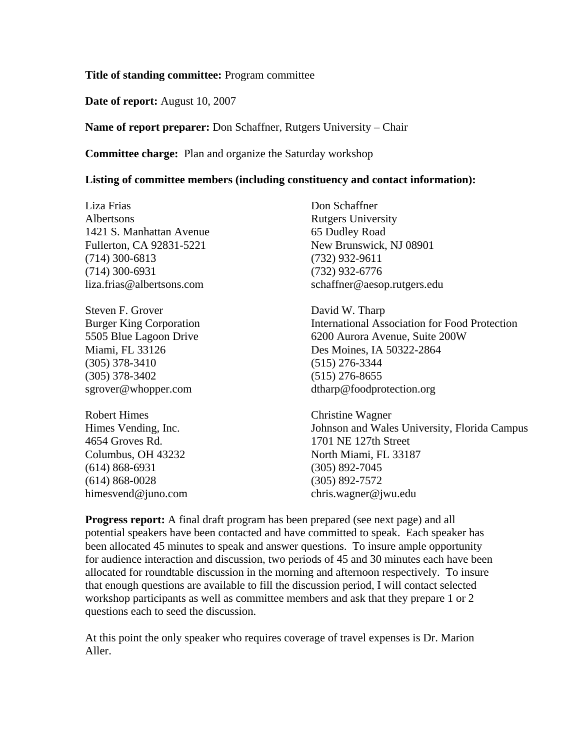**Title of standing committee:** Program committee

**Date of report:** August 10, 2007

**Name of report preparer:** Don Schaffner, Rutgers University – Chair

**Committee charge:** Plan and organize the Saturday workshop

**Listing of committee members (including constituency and contact information):**

Liza Frias
Albertsons
1421 S. Manhattan Avenue
Fullerton, CA 92831-5221
(714) 300-6813
(714) 300-6931
liza.frias@albertsons.com

Steven F. Grover
Burger King Corporation
5505 Blue Lagoon Drive
Miami, FL 33126
(305) 378-3410
(305) 378-3402
sgrover@whopper.com

Robert Himes
Himes Vending, Inc.
4654 Groves Rd.
Columbus, OH 43232
(614) 868-6931
(614) 868-0028
himesvend@juno.com

Don Schaffner
Rutgers University
65 Dudley Road
New Brunswick, NJ 08901
(732) 932-9611
(732) 932-6776
schaffner@aesop.rutgers.edu

David W. Tharp
International Association for Food Protection
6200 Aurora Avenue, Suite 200W
Des Moines, IA 50322-2864
(515) 276-3344
(515) 276-8655
dtharp@foodprotection.org

Christine Wagner
Johnson and Wales University, Florida Campus
1701 NE 127th Street
North Miami, FL 33187
(305) 892-7045
(305) 892-7572
chris.wagner@jwu.edu

**Progress report:** A final draft program has been prepared (see next page) and all potential speakers have been contacted and have committed to speak. Each speaker has been allocated 45 minutes to speak and answer questions. To insure ample opportunity for audience interaction and discussion, two periods of 45 and 30 minutes each have been allocated for roundtable discussion in the morning and afternoon respectively. To insure that enough questions are available to fill the discussion period, I will contact selected workshop participants as well as committee members and ask that they prepare 1 or 2 questions each to seed the discussion.

At this point the only speaker who requires coverage of travel expenses is Dr. Marion Aller.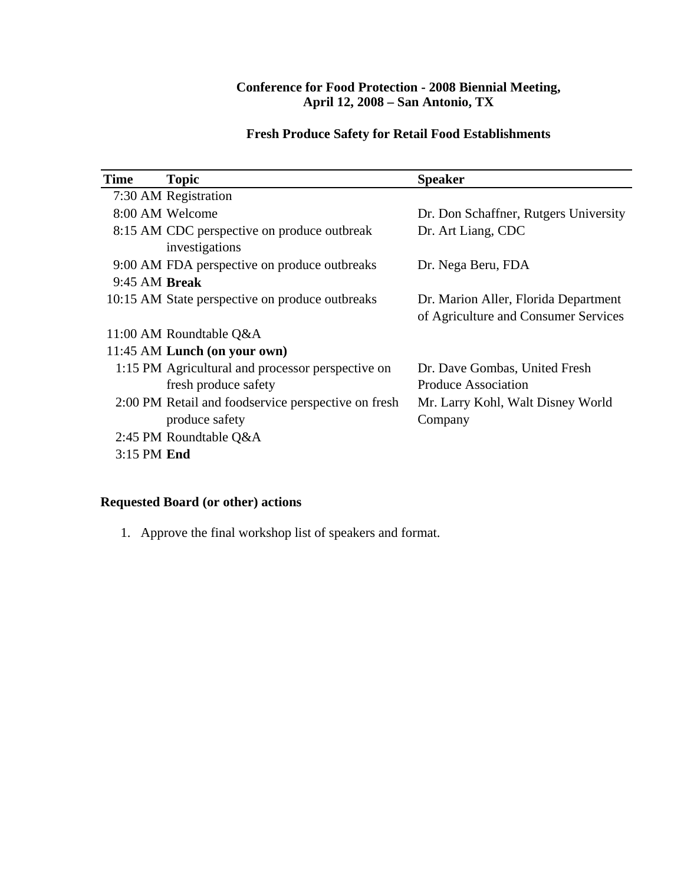**Conference for Food Protection - 2008 Biennial Meeting,**
**April 12, 2008 – San Antonio, TX**

**Fresh Produce Safety for Retail Food Establishments**

| Time | Topic | Speaker |
|---|---|---|
| 7:30 AM | Registration | |
| 8:00 AM | Welcome | Dr. Don Schaffner, Rutgers University |
| 8:15 AM | CDC perspective on produce outbreak investigations | Dr. Art Liang, CDC |
| 9:00 AM | FDA perspective on produce outbreaks | Dr. Nega Beru, FDA |
| 9:45 AM | **Break** | |
| 10:15 AM | State perspective on produce outbreaks | Dr. Marion Aller, Florida Department of Agriculture and Consumer Services |
| 11:00 AM | Roundtable Q&A | |
| 11:45 AM | **Lunch (on your own)** | |
| 1:15 PM | Agricultural and processor perspective on fresh produce safety | Dr. Dave Gombas, United Fresh Produce Association |
| 2:00 PM | Retail and foodservice perspective on fresh produce safety | Mr. Larry Kohl, Walt Disney World Company |
| 2:45 PM | Roundtable Q&A | |
| 3:15 PM | **End** | |

**Requested Board (or other) actions**

1. Approve the final workshop list of speakers and format.